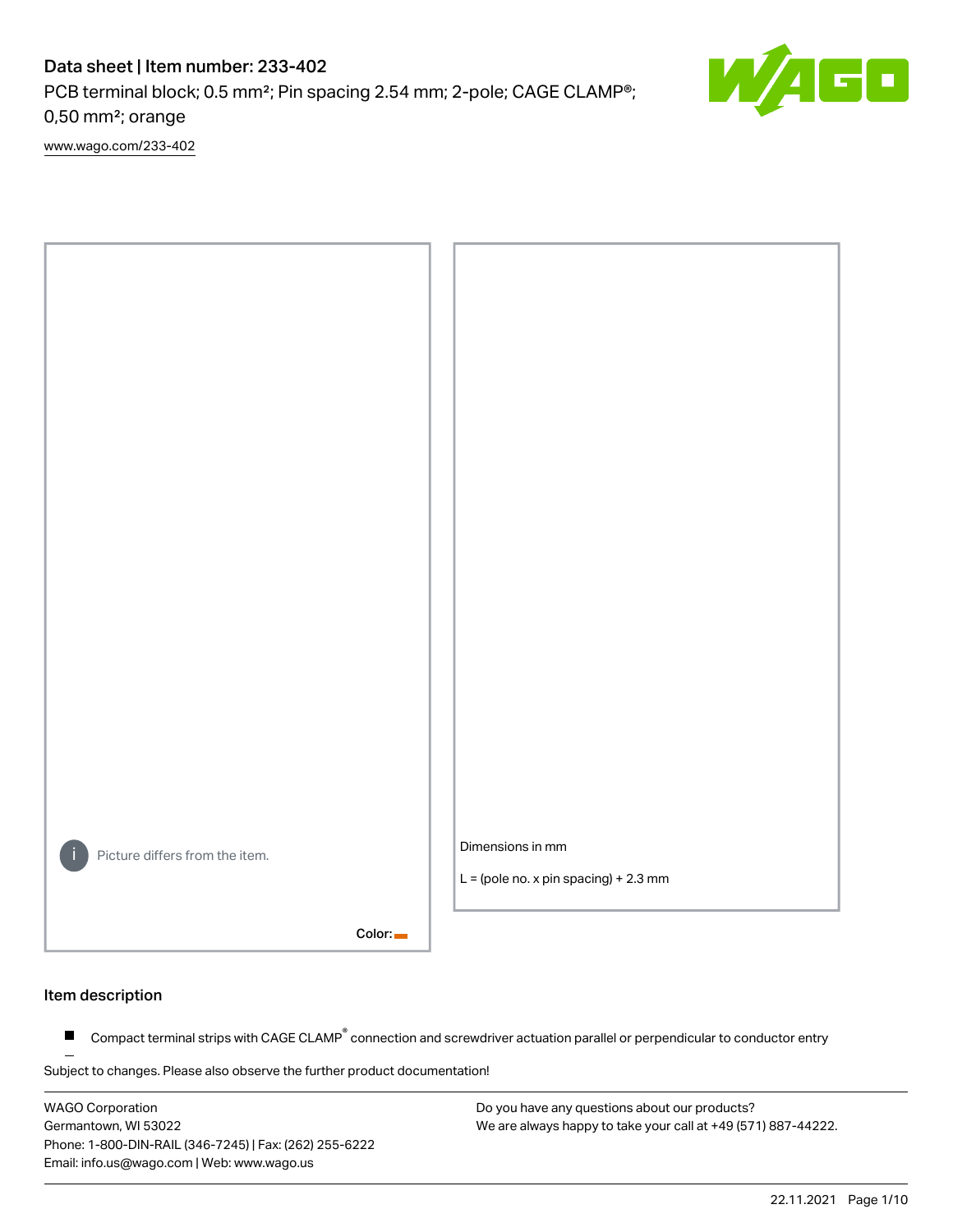# Data sheet | Item number: 233-402

PCB terminal block; 0.5 mm²; Pin spacing 2.54 mm; 2-pole; CAGE CLAMP®; 0,50 mm²; orange

[www.wago.com/233-402](http://www.wago.com/233-402)

Picture differs from the item.

Color:

Dimensions in mm

L = (pole no. x pin spacing) + 2.3 mm

## Item description

- Compact terminal strips with CAGE CLAMP® connection and screwdriver actuation parallel or perpendicular to conductor entry

Subject to changes. Please also observe the further product documentation!

WAGO Corporation
Germantown, WI 53022
Phone: 1-800-DIN-RAIL (346-7245) | Fax: (262) 255-6222
Email: info.us@wago.com | Web: www.wago.us

Do you have any questions about our products?
We are always happy to take your call at +49 (571) 887-44222.

22.11.2021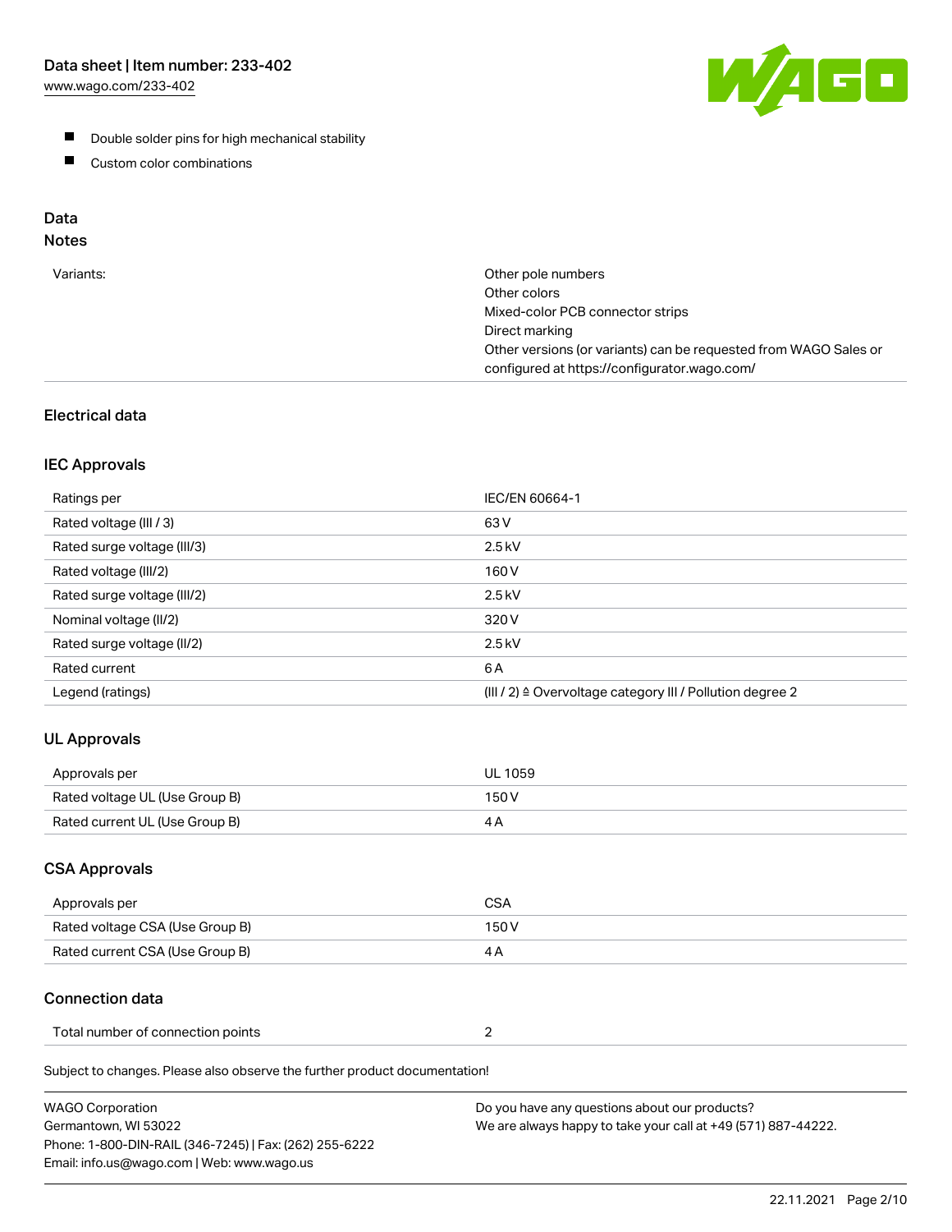- Double solder pins for high mechanical stability
- Custom color combinations

## Data

### Notes

| | |
|---|---|
| Variants: | Other pole numbers<br>Other colors<br>Mixed-color PCB connector strips<br>Direct marking<br>Other versions (or variants) can be requested from WAGO Sales or configured at https://configurator.wago.com/ |

## Electrical data

### IEC Approvals

| | |
|---|---|
| Ratings per | IEC/EN 60664-1 |
| Rated voltage (III / 3) | 63 V |
| Rated surge voltage (III/3) | 2.5 kV |
| Rated voltage (III/2) | 160 V |
| Rated surge voltage (III/2) | 2.5 kV |
| Nominal voltage (II/2) | 320 V |
| Rated surge voltage (II/2) | 2.5 kV |
| Rated current | 6 A |
| Legend (ratings) | (III / 2) ≙ Overvoltage category III / Pollution degree 2 |

### UL Approvals

| | |
|---|---|
| Approvals per | UL 1059 |
| Rated voltage UL (Use Group B) | 150 V |
| Rated current UL (Use Group B) | 4 A |

### CSA Approvals

| | |
|---|---|
| Approvals per | CSA |
| Rated voltage CSA (Use Group B) | 150 V |
| Rated current CSA (Use Group B) | 4 A |

## Connection data

| | |
|---|---|
| Total number of connection points | 2 |

Subject to changes. Please also observe the further product documentation!

WAGO Corporation
Germantown, WI 53022
Phone: 1-800-DIN-RAIL (346-7245) | Fax: (262) 255-6222
Email: info.us@wago.com | Web: www.wago.us

Do you have any questions about our products?
We are always happy to take your call at +49 (571) 887-44222.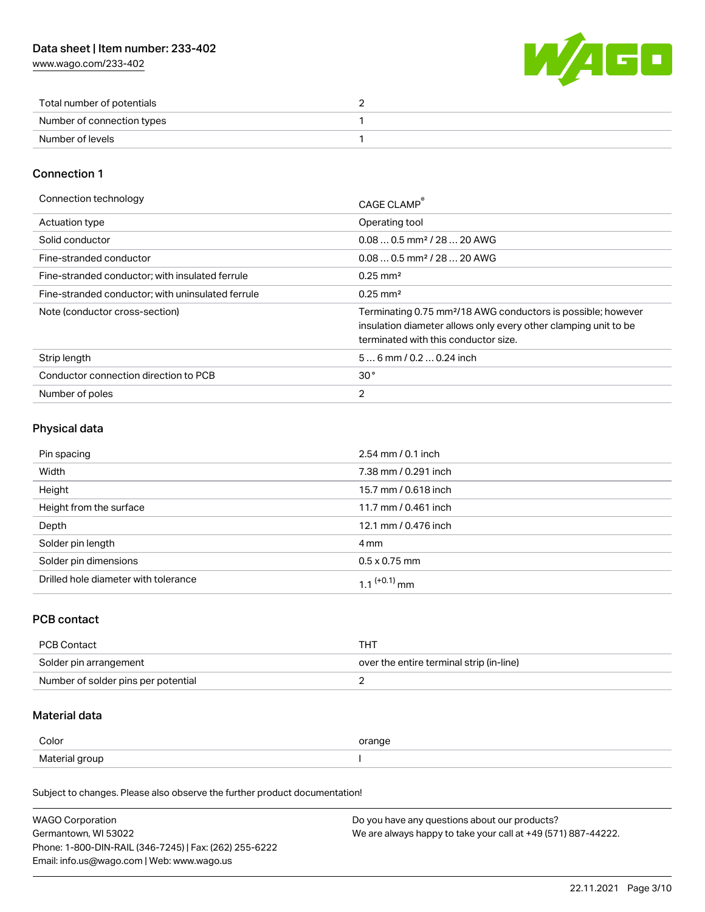| | |
|---|---|
| Total number of potentials | 2 |
| Number of connection types | 1 |
| Number of levels | 1 |

## Connection 1

| | |
|---|---|
| Connection technology | CAGE CLAMP® |
| Actuation type | Operating tool |
| Solid conductor | 0.08 … 0.5 mm² / 28 … 20 AWG |
| Fine-stranded conductor | 0.08 … 0.5 mm² / 28 … 20 AWG |
| Fine-stranded conductor; with insulated ferrule | 0.25 mm² |
| Fine-stranded conductor; with uninsulated ferrule | 0.25 mm² |
| Note (conductor cross-section) | Terminating 0.75 mm²/18 AWG conductors is possible; however insulation diameter allows only every other clamping unit to be terminated with this conductor size. |
| Strip length | 5 … 6 mm / 0.2 … 0.24 inch |
| Conductor connection direction to PCB | 30 ° |
| Number of poles | 2 |

## Physical data

| | |
|---|---|
| Pin spacing | 2.54 mm / 0.1 inch |
| Width | 7.38 mm / 0.291 inch |
| Height | 15.7 mm / 0.618 inch |
| Height from the surface | 11.7 mm / 0.461 inch |
| Depth | 12.1 mm / 0.476 inch |
| Solder pin length | 4 mm |
| Solder pin dimensions | 0.5 x 0.75 mm |
| Drilled hole diameter with tolerance | $1.1^{(+0.1)}$ mm |

## PCB contact

| | |
|---|---|
| PCB Contact | THT |
| Solder pin arrangement | over the entire terminal strip (in-line) |
| Number of solder pins per potential | 2 |

## Material data

| | |
|---|---|
| Color | orange |
| Material group | I |

Subject to changes. Please also observe the further product documentation!

WAGO Corporation
Germantown, WI 53022
Phone: 1-800-DIN-RAIL (346-7245) | Fax: (262) 255-6222
Email: info.us@wago.com | Web: www.wago.us

Do you have any questions about our products?
We are always happy to take your call at +49 (571) 887-44222.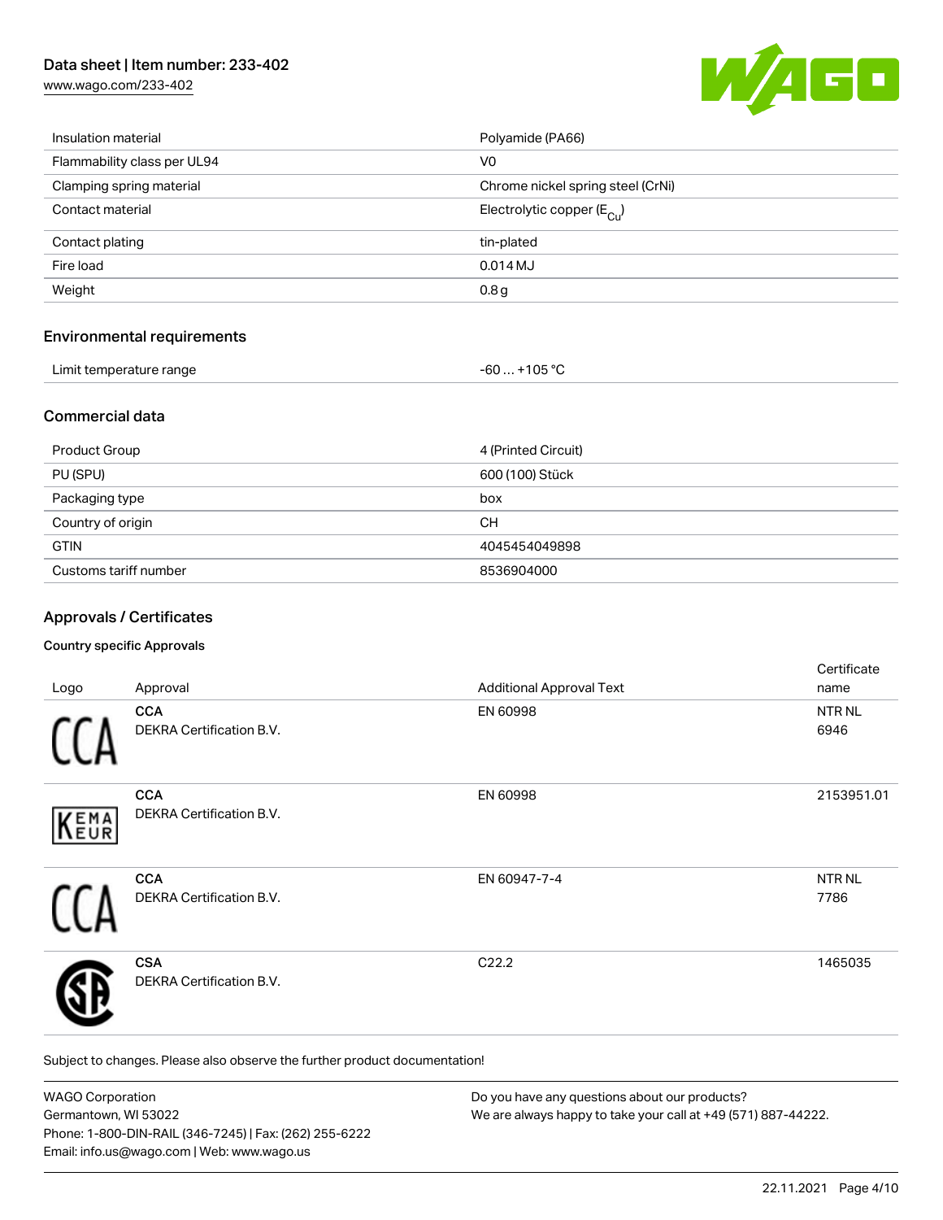| Insulation material | Polyamide (PA66) |
| --- | --- |
| Flammability class per UL94 | V0 |
| Clamping spring material | Chrome nickel spring steel (CrNi) |
| Contact material | Electrolytic copper ($E_{Cu}$) |
| Contact plating | tin-plated |
| Fire load | 0.014 MJ |
| Weight | 0.8 g |

## Environmental requirements

| Limit temperature range | -60 … +105 °C |
| --- | --- |

## Commercial data

| Product Group | 4 (Printed Circuit) |
| --- | --- |
| PU (SPU) | 600 (100) Stück |
| Packaging type | box |
| Country of origin | CH |
| GTIN | 4045454049898 |
| Customs tariff number | 8536904000 |

## Approvals / Certificates

### Country specific Approvals

| Logo | Approval | Additional Approval Text | Certificate name |
| --- | --- | --- | --- |
| | **CCA** DEKRA Certification B.V. | EN 60998 | NTR NL 6946 |
| | **CCA** DEKRA Certification B.V. | EN 60998 | 2153951.01 |
| | **CCA** DEKRA Certification B.V. | EN 60947-7-4 | NTR NL 7786 |
| | **CSA** DEKRA Certification B.V. | C22.2 | 1465035 |

Subject to changes. Please also observe the further product documentation!

WAGO Corporation
Germantown, WI 53022
Phone: 1-800-DIN-RAIL (346-7245) | Fax: (262) 255-6222
Email: info.us@wago.com | Web: www.wago.us

Do you have any questions about our products?
We are always happy to take your call at +49 (571) 887-44222.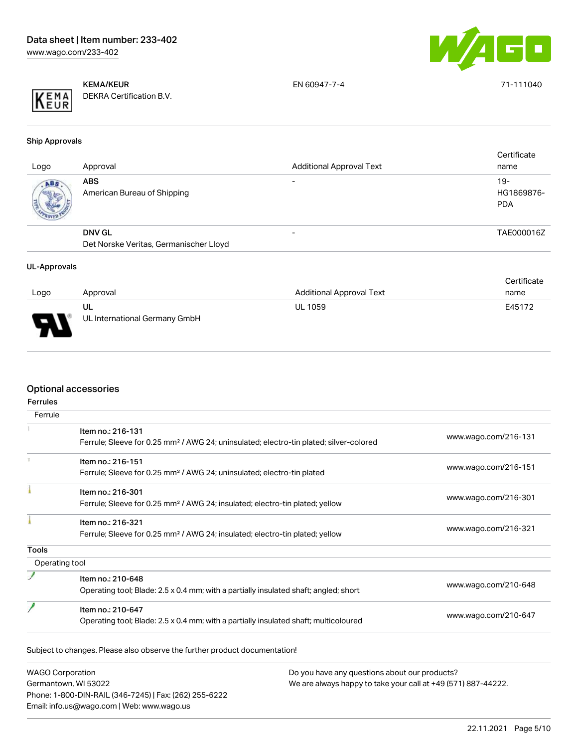| | | | |
|---|---|---|---|
| | **KEMA/KEUR** DEKRA Certification B.V. | EN 60947-7-4 | 71-111040 |

### Ship Approvals

| Logo | Approval | Additional Approval Text | Certificate name |
|---|---|---|---|
| | **ABS** American Bureau of Shipping | - | 19-HG1869876-PDA |
| | **DNV GL** Det Norske Veritas, Germanischer Lloyd | - | TAE000016Z |

### UL-Approvals

| Logo | Approval | Additional Approval Text | Certificate name |
|---|---|---|---|
| | **UL** UL International Germany GmbH | UL 1059 | E45172 |

## Optional accessories

### Ferrules

| Ferrule | | |
|---|---|---|
| | **Item no.: 216-131** Ferrule; Sleeve for 0.25 mm² / AWG 24; uninsulated; electro-tin plated; silver-colored | www.wago.com/216-131 |
| | **Item no.: 216-151** Ferrule; Sleeve for 0.25 mm² / AWG 24; uninsulated; electro-tin plated | www.wago.com/216-151 |
| | **Item no.: 216-301** Ferrule; Sleeve for 0.25 mm² / AWG 24; insulated; electro-tin plated; yellow | www.wago.com/216-301 |
| | **Item no.: 216-321** Ferrule; Sleeve for 0.25 mm² / AWG 24; insulated; electro-tin plated; yellow | www.wago.com/216-321 |

### Tools

| Operating tool | | |
|---|---|---|
| | **Item no.: 210-648** Operating tool; Blade: 2.5 x 0.4 mm; with a partially insulated shaft; angled; short | www.wago.com/210-648 |
| | **Item no.: 210-647** Operating tool; Blade: 2.5 x 0.4 mm; with a partially insulated shaft; multicoloured | www.wago.com/210-647 |

Subject to changes. Please also observe the further product documentation!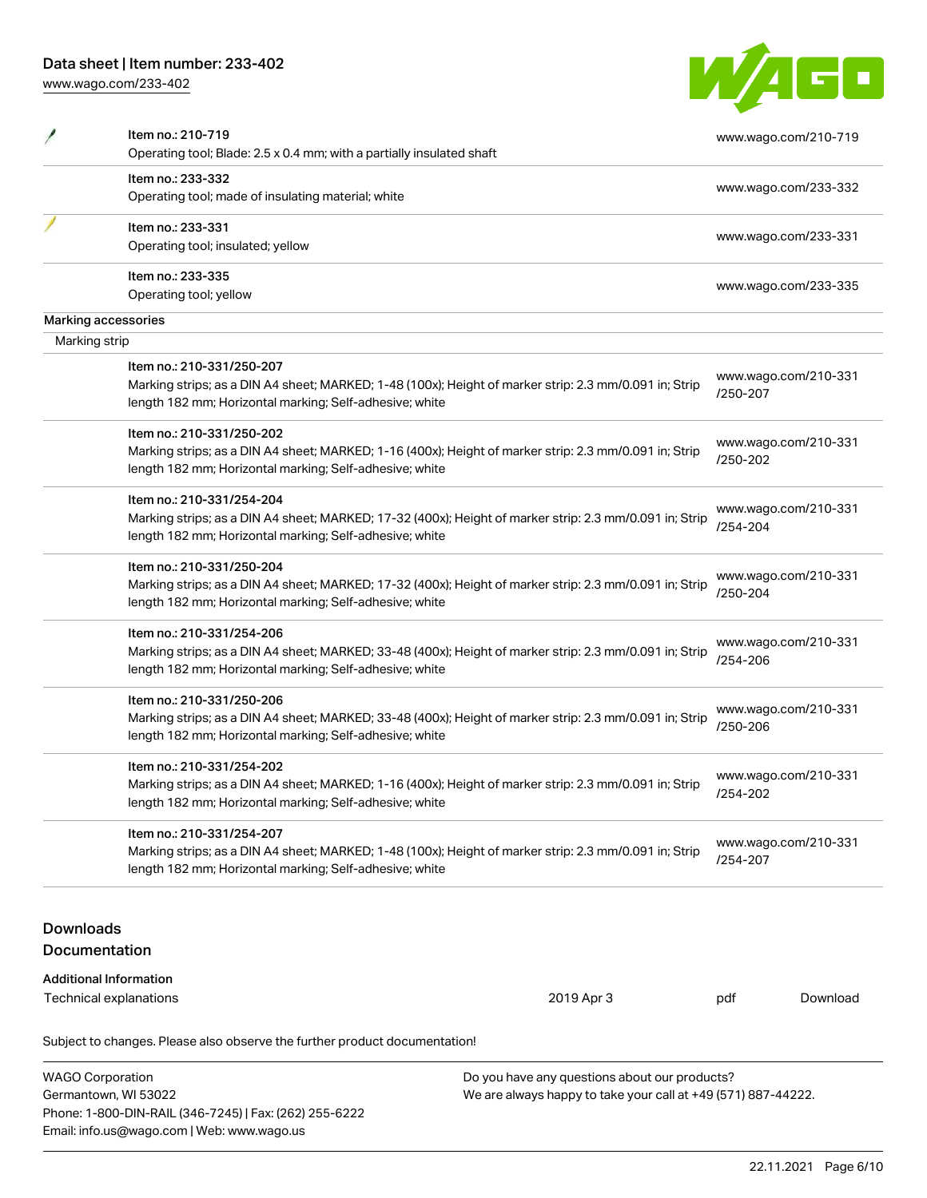| Item | Link |
| --- | --- |
| Item no.: 210-719<br>Operating tool; Blade: 2.5 x 0.4 mm; with a partially insulated shaft | www.wago.com/210-719 |
| Item no.: 233-332<br>Operating tool; made of insulating material; white | www.wago.com/233-332 |
| Item no.: 233-331<br>Operating tool; insulated; yellow | www.wago.com/233-331 |
| Item no.: 233-335<br>Operating tool; yellow | www.wago.com/233-335 |

## Marking accessories

### Marking strip

| Item | Link |
| --- | --- |
| Item no.: 210-331/250-207<br>Marking strips; as a DIN A4 sheet; MARKED; 1-48 (100x); Height of marker strip: 2.3 mm/0.091 in; Strip length 182 mm; Horizontal marking; Self-adhesive; white | www.wago.com/210-331/250-207 |
| Item no.: 210-331/250-202<br>Marking strips; as a DIN A4 sheet; MARKED; 1-16 (400x); Height of marker strip: 2.3 mm/0.091 in; Strip length 182 mm; Horizontal marking; Self-adhesive; white | www.wago.com/210-331/250-202 |
| Item no.: 210-331/254-204<br>Marking strips; as a DIN A4 sheet; MARKED; 17-32 (400x); Height of marker strip: 2.3 mm/0.091 in; Strip length 182 mm; Horizontal marking; Self-adhesive; white | www.wago.com/210-331/254-204 |
| Item no.: 210-331/250-204<br>Marking strips; as a DIN A4 sheet; MARKED; 17-32 (400x); Height of marker strip: 2.3 mm/0.091 in; Strip length 182 mm; Horizontal marking; Self-adhesive; white | www.wago.com/210-331/250-204 |
| Item no.: 210-331/254-206<br>Marking strips; as a DIN A4 sheet; MARKED; 33-48 (400x); Height of marker strip: 2.3 mm/0.091 in; Strip length 182 mm; Horizontal marking; Self-adhesive; white | www.wago.com/210-331/254-206 |
| Item no.: 210-331/250-206<br>Marking strips; as a DIN A4 sheet; MARKED; 33-48 (400x); Height of marker strip: 2.3 mm/0.091 in; Strip length 182 mm; Horizontal marking; Self-adhesive; white | www.wago.com/210-331/250-206 |
| Item no.: 210-331/254-202<br>Marking strips; as a DIN A4 sheet; MARKED; 1-16 (400x); Height of marker strip: 2.3 mm/0.091 in; Strip length 182 mm; Horizontal marking; Self-adhesive; white | www.wago.com/210-331/254-202 |
| Item no.: 210-331/254-207<br>Marking strips; as a DIN A4 sheet; MARKED; 1-48 (100x); Height of marker strip: 2.3 mm/0.091 in; Strip length 182 mm; Horizontal marking; Self-adhesive; white | www.wago.com/210-331/254-207 |

## Downloads

### Documentation

**Additional Information**

| Document | Date | Format | |
| --- | --- | --- | --- |
| Technical explanations | 2019 Apr 3 | pdf | Download |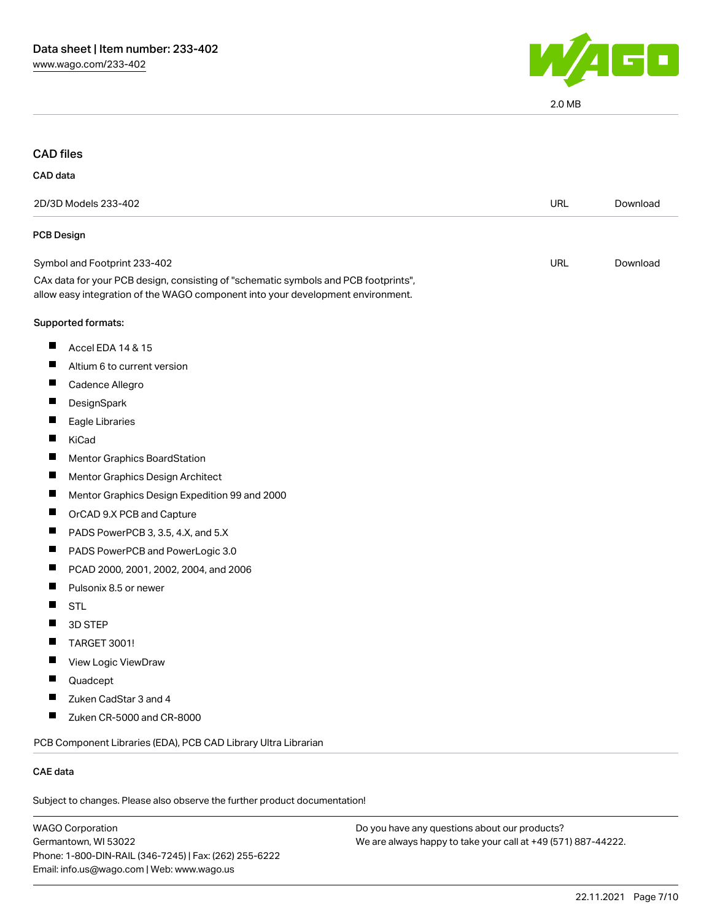2.0 MB

## CAD files

### CAD data

| 2D/3D Models 233-402 | URL | Download |
|---|---|---|

### PCB Design

| Symbol and Footprint 233-402 | URL | Download |
|---|---|---|

CAx data for your PCB design, consisting of "schematic symbols and PCB footprints", allow easy integration of the WAGO component into your development environment.

**Supported formats:**

- Accel EDA 14 & 15
- Altium 6 to current version
- Cadence Allegro
- DesignSpark
- Eagle Libraries
- KiCad
- Mentor Graphics BoardStation
- Mentor Graphics Design Architect
- Mentor Graphics Design Expedition 99 and 2000
- OrCAD 9.X PCB and Capture
- PADS PowerPCB 3, 3.5, 4.X, and 5.X
- PADS PowerPCB and PowerLogic 3.0
- PCAD 2000, 2001, 2002, 2004, and 2006
- Pulsonix 8.5 or newer
- STL
- 3D STEP
- TARGET 3001!
- View Logic ViewDraw
- Quadcept
- Zuken CadStar 3 and 4
- Zuken CR-5000 and CR-8000

PCB Component Libraries (EDA), PCB CAD Library Ultra Librarian

### CAE data

Subject to changes. Please also observe the further product documentation!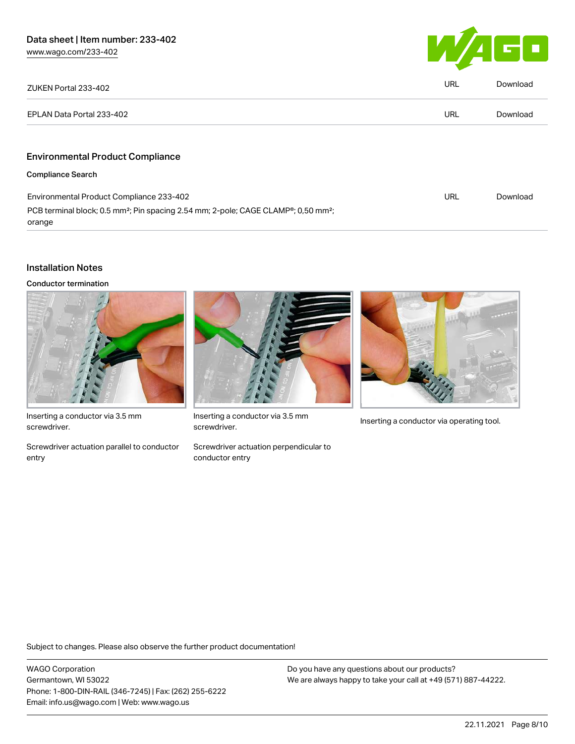| | | |
|---|---|---|
| ZUKEN Portal 233-402 | URL | Download |
| EPLAN Data Portal 233-402 | URL | Download |

## Environmental Product Compliance

### Compliance Search

| | | |
|---|---|---|
| Environmental Product Compliance 233-402<br>PCB terminal block; 0.5 mm²; Pin spacing 2.54 mm; 2-pole; CAGE CLAMP®; 0,50 mm²; orange | URL | Download |

## Installation Notes

### Conductor termination

Inserting a conductor via 3.5 mm screwdriver.

Screwdriver actuation parallel to conductor entry

Inserting a conductor via 3.5 mm screwdriver.

Screwdriver actuation perpendicular to conductor entry

Inserting a conductor via operating tool.

Subject to changes. Please also observe the further product documentation!

WAGO Corporation
Germantown, WI 53022
Phone: 1-800-DIN-RAIL (346-7245) | Fax: (262) 255-6222
Email: info.us@wago.com | Web: www.wago.us

Do you have any questions about our products?
We are always happy to take your call at +49 (571) 887-44222.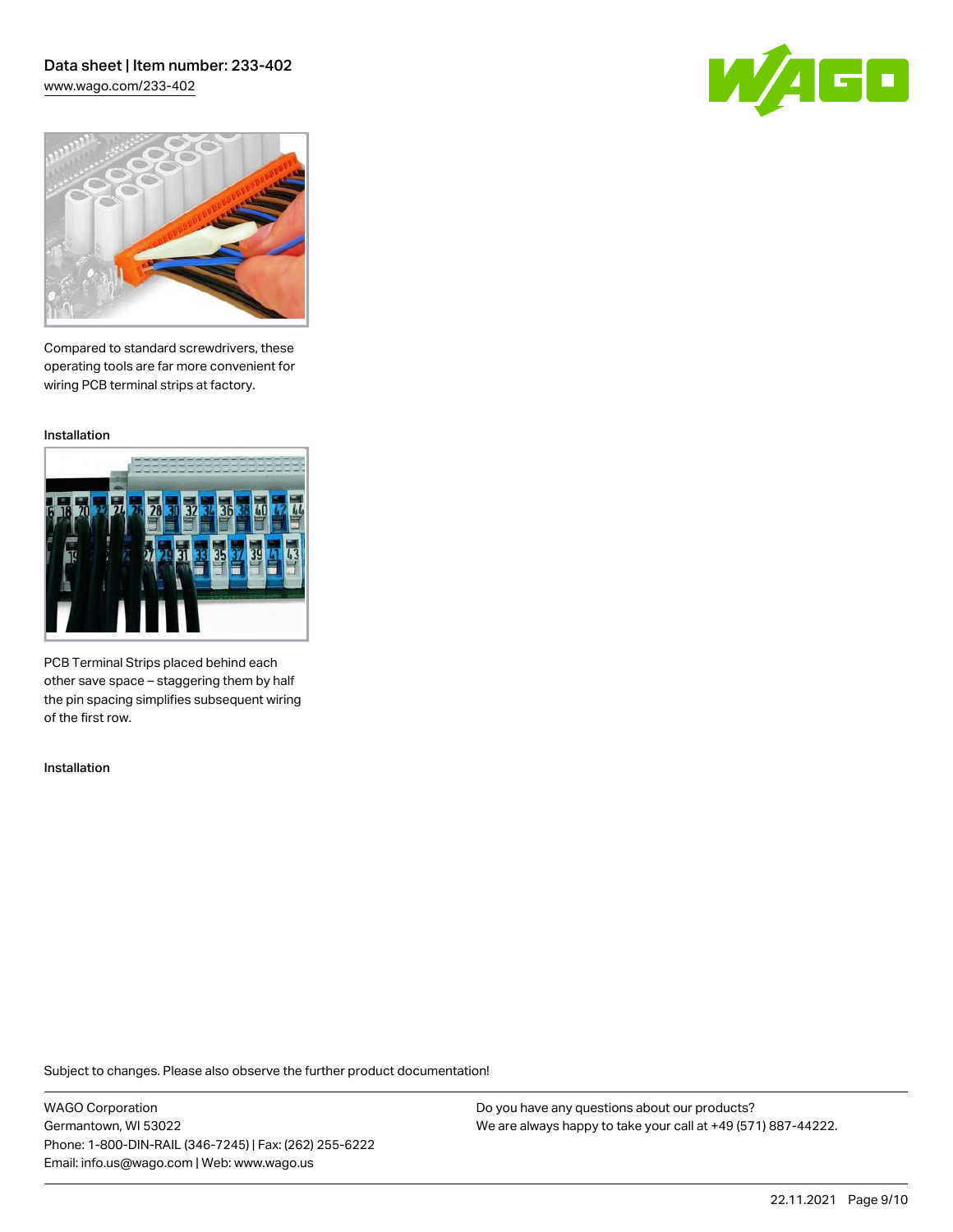Compared to standard screwdrivers, these operating tools are far more convenient for wiring PCB terminal strips at factory.

Installation

PCB Terminal Strips placed behind each other save space – staggering them by half the pin spacing simplifies subsequent wiring of the first row.

Installation

Subject to changes. Please also observe the further product documentation!

WAGO Corporation
Germantown, WI 53022
Phone: 1-800-DIN-RAIL (346-7245) | Fax: (262) 255-6222
Email: info.us@wago.com | Web: www.wago.us

Do you have any questions about our products?
We are always happy to take your call at +49 (571) 887-44222.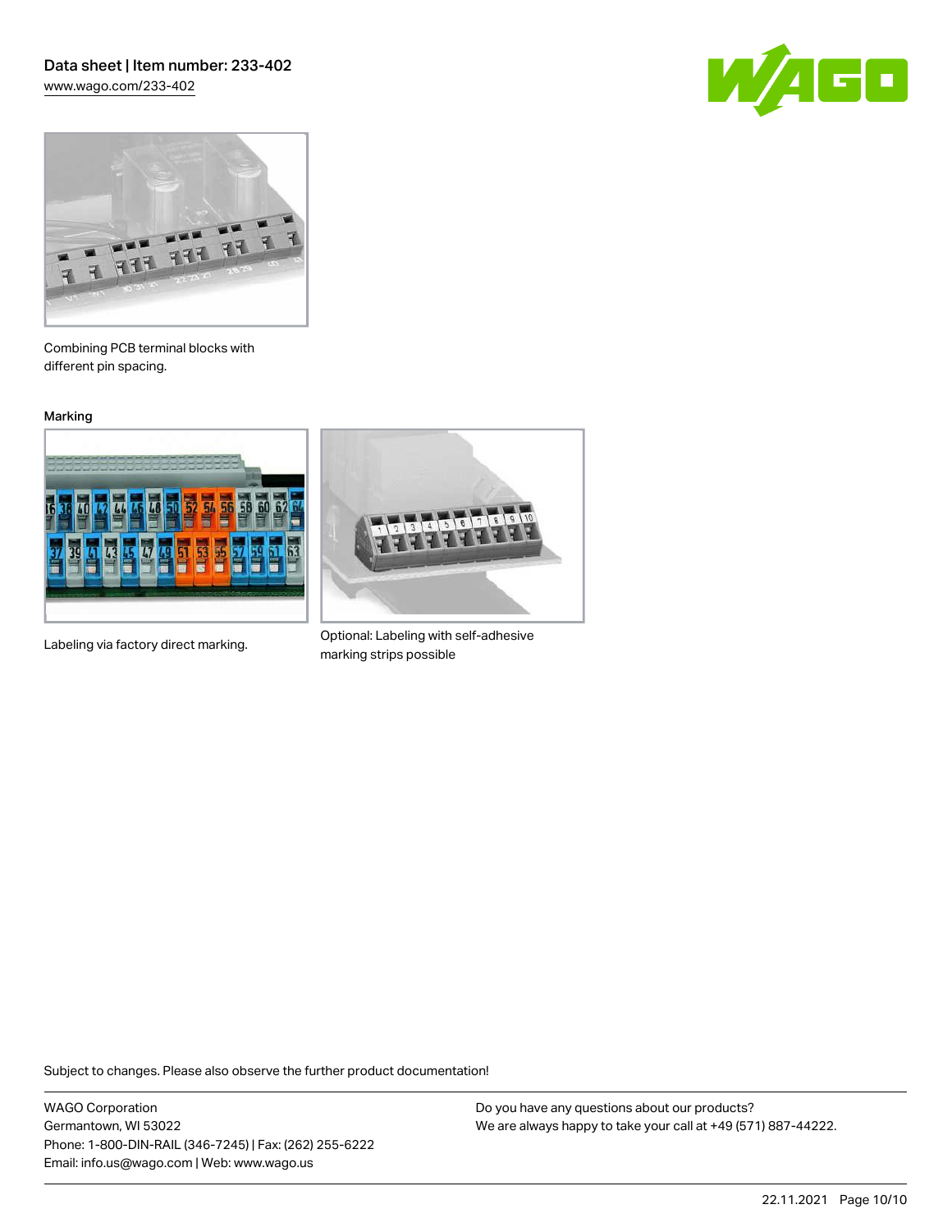Combining PCB terminal blocks with different pin spacing.

Marking

Labeling via factory direct marking.

Optional: Labeling with self-adhesive marking strips possible

Subject to changes. Please also observe the further product documentation!

WAGO Corporation
Germantown, WI 53022
Phone: 1-800-DIN-RAIL (346-7245) | Fax: (262) 255-6222
Email: info.us@wago.com | Web: www.wago.us

Do you have any questions about our products?
We are always happy to take your call at +49 (571) 887-44222.